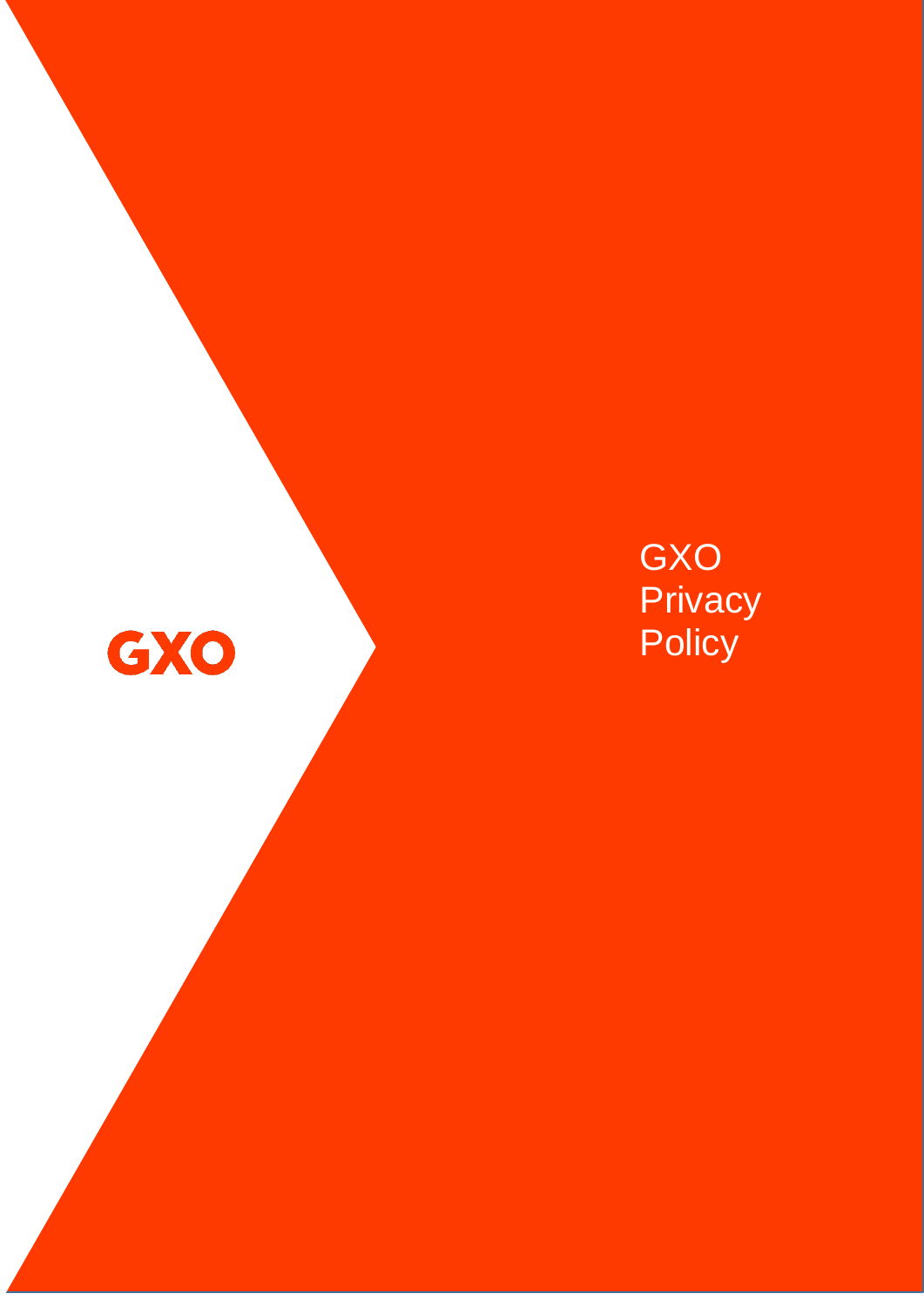GXO

# GXO Privacy Policy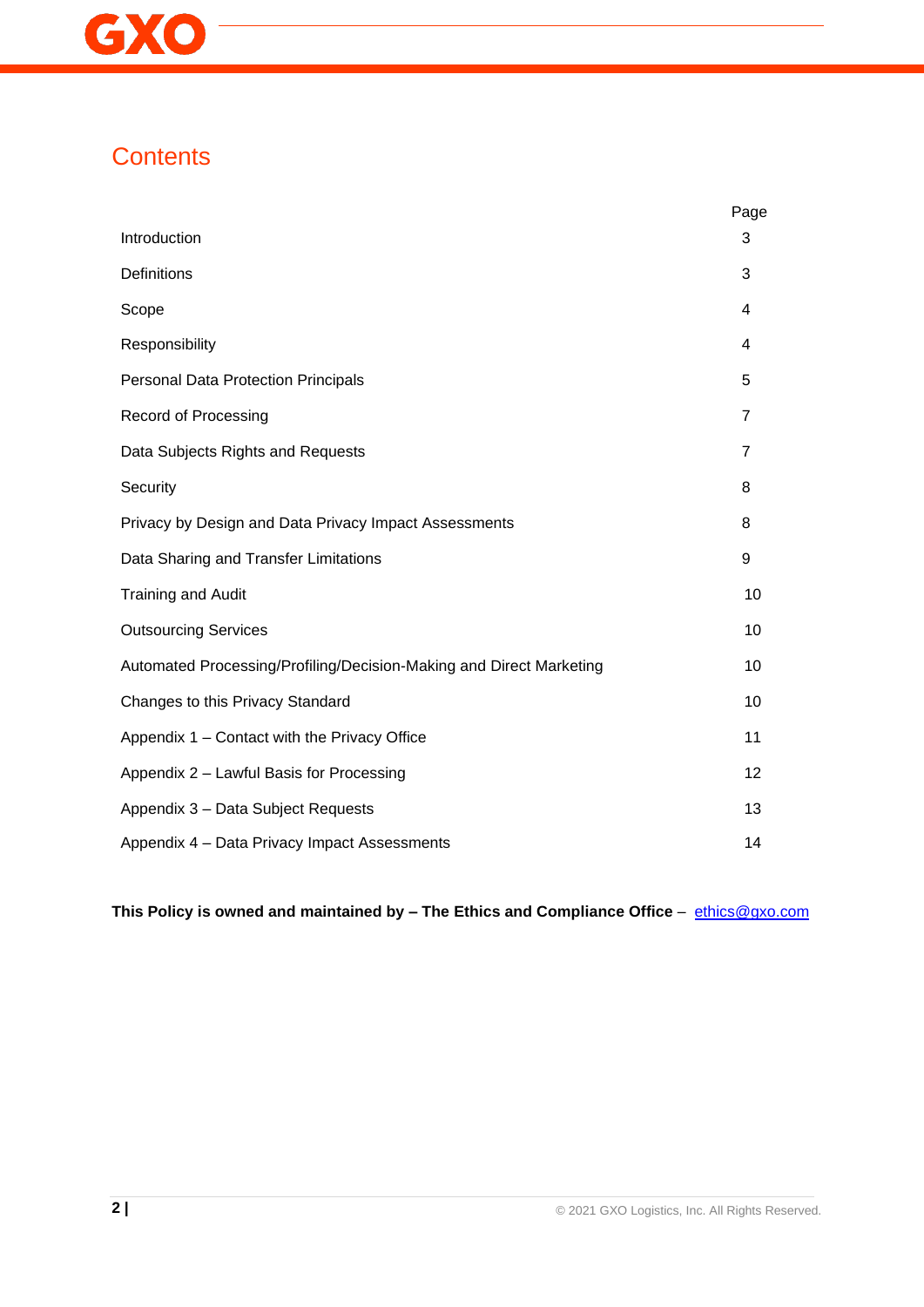# Contents

| | Page |
|---|---|
| Introduction | 3 |
| Definitions | 3 |
| Scope | 4 |
| Responsibility | 4 |
| Personal Data Protection Principals | 5 |
| Record of Processing | 7 |
| Data Subjects Rights and Requests | 7 |
| Security | 8 |
| Privacy by Design and Data Privacy Impact Assessments | 8 |
| Data Sharing and Transfer Limitations | 9 |
| Training and Audit | 10 |
| Outsourcing Services | 10 |
| Automated Processing/Profiling/Decision-Making and Direct Marketing | 10 |
| Changes to this Privacy Standard | 10 |
| Appendix 1 – Contact with the Privacy Office | 11 |
| Appendix 2 – Lawful Basis for Processing | 12 |
| Appendix 3 – Data Subject Requests | 13 |
| Appendix 4 – Data Privacy Impact Assessments | 14 |

**This Policy is owned and maintained by – The Ethics and Compliance Office** – ethics@gxo.com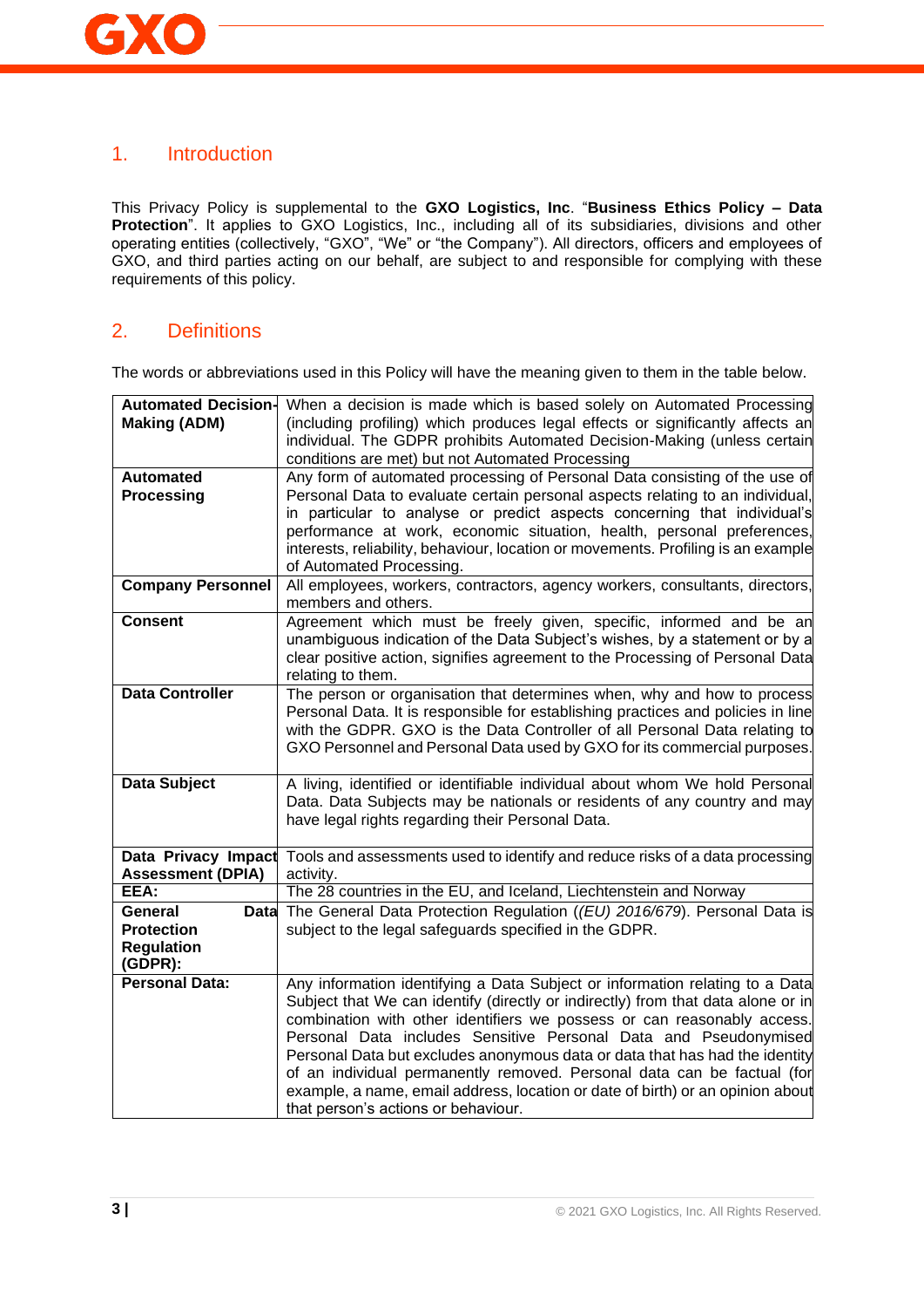## 1. Introduction

This Privacy Policy is supplemental to the **GXO Logistics, Inc**. "**Business Ethics Policy – Data Protection**". It applies to GXO Logistics, Inc., including all of its subsidiaries, divisions and other operating entities (collectively, "GXO", "We" or "the Company"). All directors, officers and employees of GXO, and third parties acting on our behalf, are subject to and responsible for complying with these requirements of this policy.

## 2. Definitions

The words or abbreviations used in this Policy will have the meaning given to them in the table below.

| | |
|---|---|
| **Automated Decision-Making (ADM)** | When a decision is made which is based solely on Automated Processing (including profiling) which produces legal effects or significantly affects an individual. The GDPR prohibits Automated Decision-Making (unless certain conditions are met) but not Automated Processing |
| **Automated Processing** | Any form of automated processing of Personal Data consisting of the use of Personal Data to evaluate certain personal aspects relating to an individual, in particular to analyse or predict aspects concerning that individual's performance at work, economic situation, health, personal preferences, interests, reliability, behaviour, location or movements. Profiling is an example of Automated Processing. |
| **Company Personnel** | All employees, workers, contractors, agency workers, consultants, directors, members and others. |
| **Consent** | Agreement which must be freely given, specific, informed and be an unambiguous indication of the Data Subject's wishes, by a statement or by a clear positive action, signifies agreement to the Processing of Personal Data relating to them. |
| **Data Controller** | The person or organisation that determines when, why and how to process Personal Data. It is responsible for establishing practices and policies in line with the GDPR. GXO is the Data Controller of all Personal Data relating to GXO Personnel and Personal Data used by GXO for its commercial purposes. |
| **Data Subject** | A living, identified or identifiable individual about whom We hold Personal Data. Data Subjects may be nationals or residents of any country and may have legal rights regarding their Personal Data. |
| **Data Privacy Impact Assessment (DPIA)** | Tools and assessments used to identify and reduce risks of a data processing activity. |
| **EEA:** | The 28 countries in the EU, and Iceland, Liechtenstein and Norway |
| **General Data Protection Regulation (GDPR):** | The General Data Protection Regulation (*(EU) 2016/679*). Personal Data is subject to the legal safeguards specified in the GDPR. |
| **Personal Data:** | Any information identifying a Data Subject or information relating to a Data Subject that We can identify (directly or indirectly) from that data alone or in combination with other identifiers we possess or can reasonably access. Personal Data includes Sensitive Personal Data and Pseudonymised Personal Data but excludes anonymous data or data that has had the identity of an individual permanently removed. Personal data can be factual (for example, a name, email address, location or date of birth) or an opinion about that person's actions or behaviour. |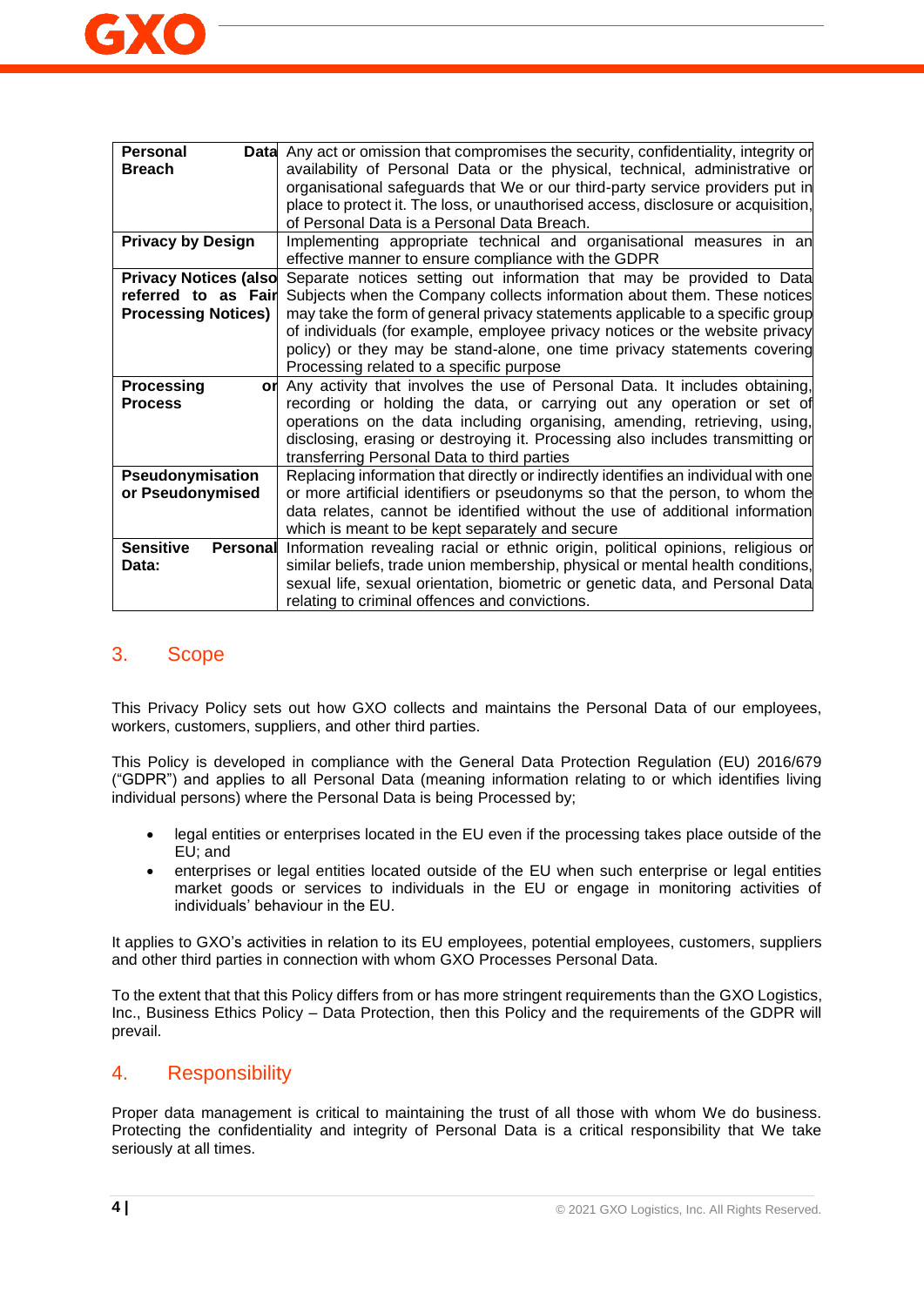| | |
|---|---|
| **Personal Data Breach** | Any act or omission that compromises the security, confidentiality, integrity or availability of Personal Data or the physical, technical, administrative or organisational safeguards that We or our third-party service providers put in place to protect it. The loss, or unauthorised access, disclosure or acquisition, of Personal Data is a Personal Data Breach. |
| **Privacy by Design** | Implementing appropriate technical and organisational measures in an effective manner to ensure compliance with the GDPR |
| **Privacy Notices (also referred to as Fair Processing Notices)** | Separate notices setting out information that may be provided to Data Subjects when the Company collects information about them. These notices may take the form of general privacy statements applicable to a specific group of individuals (for example, employee privacy notices or the website privacy policy) or they may be stand-alone, one time privacy statements covering Processing related to a specific purpose |
| **Processing or Process** | Any activity that involves the use of Personal Data. It includes obtaining, recording or holding the data, or carrying out any operation or set of operations on the data including organising, amending, retrieving, using, disclosing, erasing or destroying it. Processing also includes transmitting or transferring Personal Data to third parties |
| **Pseudonymisation or Pseudonymised** | Replacing information that directly or indirectly identifies an individual with one or more artificial identifiers or pseudonyms so that the person, to whom the data relates, cannot be identified without the use of additional information which is meant to be kept separately and secure |
| **Sensitive Personal Data:** | Information revealing racial or ethnic origin, political opinions, religious or similar beliefs, trade union membership, physical or mental health conditions, sexual life, sexual orientation, biometric or genetic data, and Personal Data relating to criminal offences and convictions. |

## 3. Scope

This Privacy Policy sets out how GXO collects and maintains the Personal Data of our employees, workers, customers, suppliers, and other third parties.

This Policy is developed in compliance with the General Data Protection Regulation (EU) 2016/679 ("GDPR") and applies to all Personal Data (meaning information relating to or which identifies living individual persons) where the Personal Data is being Processed by;

- legal entities or enterprises located in the EU even if the processing takes place outside of the EU; and
- enterprises or legal entities located outside of the EU when such enterprise or legal entities market goods or services to individuals in the EU or engage in monitoring activities of individuals' behaviour in the EU.

It applies to GXO's activities in relation to its EU employees, potential employees, customers, suppliers and other third parties in connection with whom GXO Processes Personal Data.

To the extent that that this Policy differs from or has more stringent requirements than the GXO Logistics, Inc., Business Ethics Policy – Data Protection, then this Policy and the requirements of the GDPR will prevail.

## 4. Responsibility

Proper data management is critical to maintaining the trust of all those with whom We do business. Protecting the confidentiality and integrity of Personal Data is a critical responsibility that We take seriously at all times.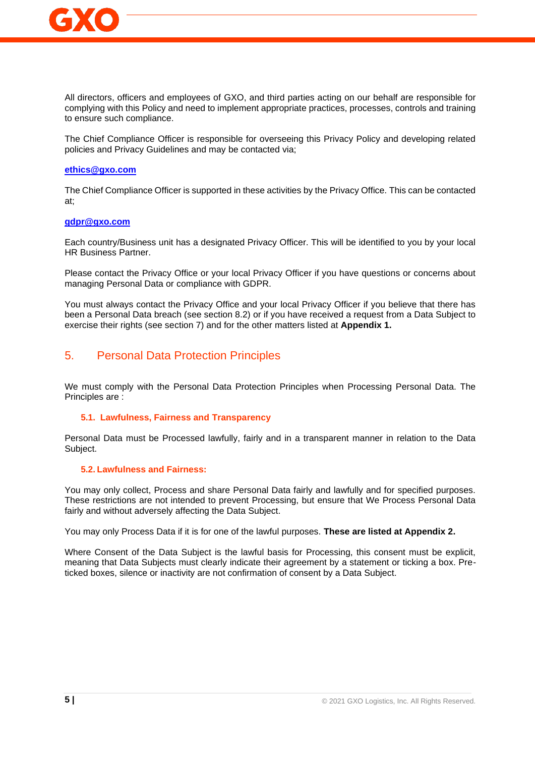All directors, officers and employees of GXO, and third parties acting on our behalf are responsible for complying with this Policy and need to implement appropriate practices, processes, controls and training to ensure such compliance.

The Chief Compliance Officer is responsible for overseeing this Privacy Policy and developing related policies and Privacy Guidelines and may be contacted via;

**ethics@gxo.com**

The Chief Compliance Officer is supported in these activities by the Privacy Office. This can be contacted at;

**gdpr@gxo.com**

Each country/Business unit has a designated Privacy Officer. This will be identified to you by your local HR Business Partner.

Please contact the Privacy Office or your local Privacy Officer if you have questions or concerns about managing Personal Data or compliance with GDPR.

You must always contact the Privacy Office and your local Privacy Officer if you believe that there has been a Personal Data breach (see section 8.2) or if you have received a request from a Data Subject to exercise their rights (see section 7) and for the other matters listed at **Appendix 1.**

## 5. Personal Data Protection Principles

We must comply with the Personal Data Protection Principles when Processing Personal Data. The Principles are :

### 5.1. Lawfulness, Fairness and Transparency

Personal Data must be Processed lawfully, fairly and in a transparent manner in relation to the Data Subject.

### 5.2. Lawfulness and Fairness:

You may only collect, Process and share Personal Data fairly and lawfully and for specified purposes. These restrictions are not intended to prevent Processing, but ensure that We Process Personal Data fairly and without adversely affecting the Data Subject.

You may only Process Data if it is for one of the lawful purposes. **These are listed at Appendix 2.**

Where Consent of the Data Subject is the lawful basis for Processing, this consent must be explicit, meaning that Data Subjects must clearly indicate their agreement by a statement or ticking a box. Pre-ticked boxes, silence or inactivity are not confirmation of consent by a Data Subject.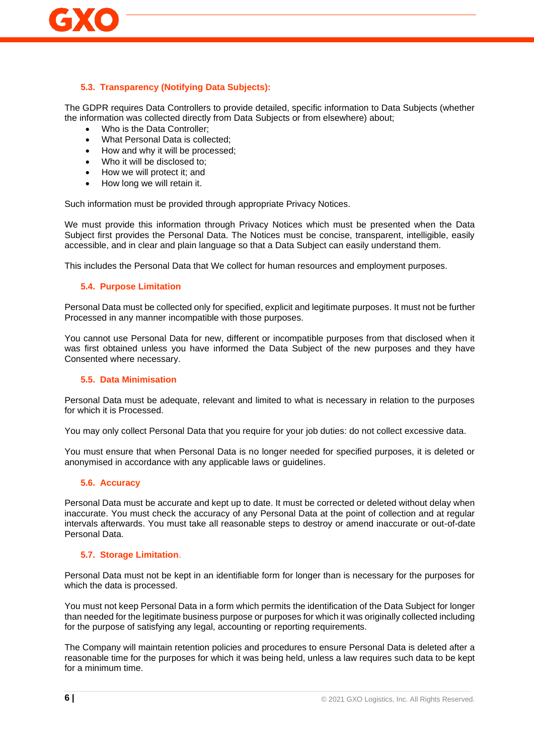### 5.3. Transparency (Notifying Data Subjects):

The GDPR requires Data Controllers to provide detailed, specific information to Data Subjects (whether the information was collected directly from Data Subjects or from elsewhere) about;

- Who is the Data Controller;
- What Personal Data is collected;
- How and why it will be processed;
- Who it will be disclosed to;
- How we will protect it; and
- How long we will retain it.

Such information must be provided through appropriate Privacy Notices.

We must provide this information through Privacy Notices which must be presented when the Data Subject first provides the Personal Data. The Notices must be concise, transparent, intelligible, easily accessible, and in clear and plain language so that a Data Subject can easily understand them.

This includes the Personal Data that We collect for human resources and employment purposes.

### 5.4. Purpose Limitation

Personal Data must be collected only for specified, explicit and legitimate purposes. It must not be further Processed in any manner incompatible with those purposes.

You cannot use Personal Data for new, different or incompatible purposes from that disclosed when it was first obtained unless you have informed the Data Subject of the new purposes and they have Consented where necessary.

### 5.5. Data Minimisation

Personal Data must be adequate, relevant and limited to what is necessary in relation to the purposes for which it is Processed.

You may only collect Personal Data that you require for your job duties: do not collect excessive data.

You must ensure that when Personal Data is no longer needed for specified purposes, it is deleted or anonymised in accordance with any applicable laws or guidelines.

### 5.6. Accuracy

Personal Data must be accurate and kept up to date. It must be corrected or deleted without delay when inaccurate. You must check the accuracy of any Personal Data at the point of collection and at regular intervals afterwards. You must take all reasonable steps to destroy or amend inaccurate or out-of-date Personal Data.

### 5.7. Storage Limitation.

Personal Data must not be kept in an identifiable form for longer than is necessary for the purposes for which the data is processed.

You must not keep Personal Data in a form which permits the identification of the Data Subject for longer than needed for the legitimate business purpose or purposes for which it was originally collected including for the purpose of satisfying any legal, accounting or reporting requirements.

The Company will maintain retention policies and procedures to ensure Personal Data is deleted after a reasonable time for the purposes for which it was being held, unless a law requires such data to be kept for a minimum time.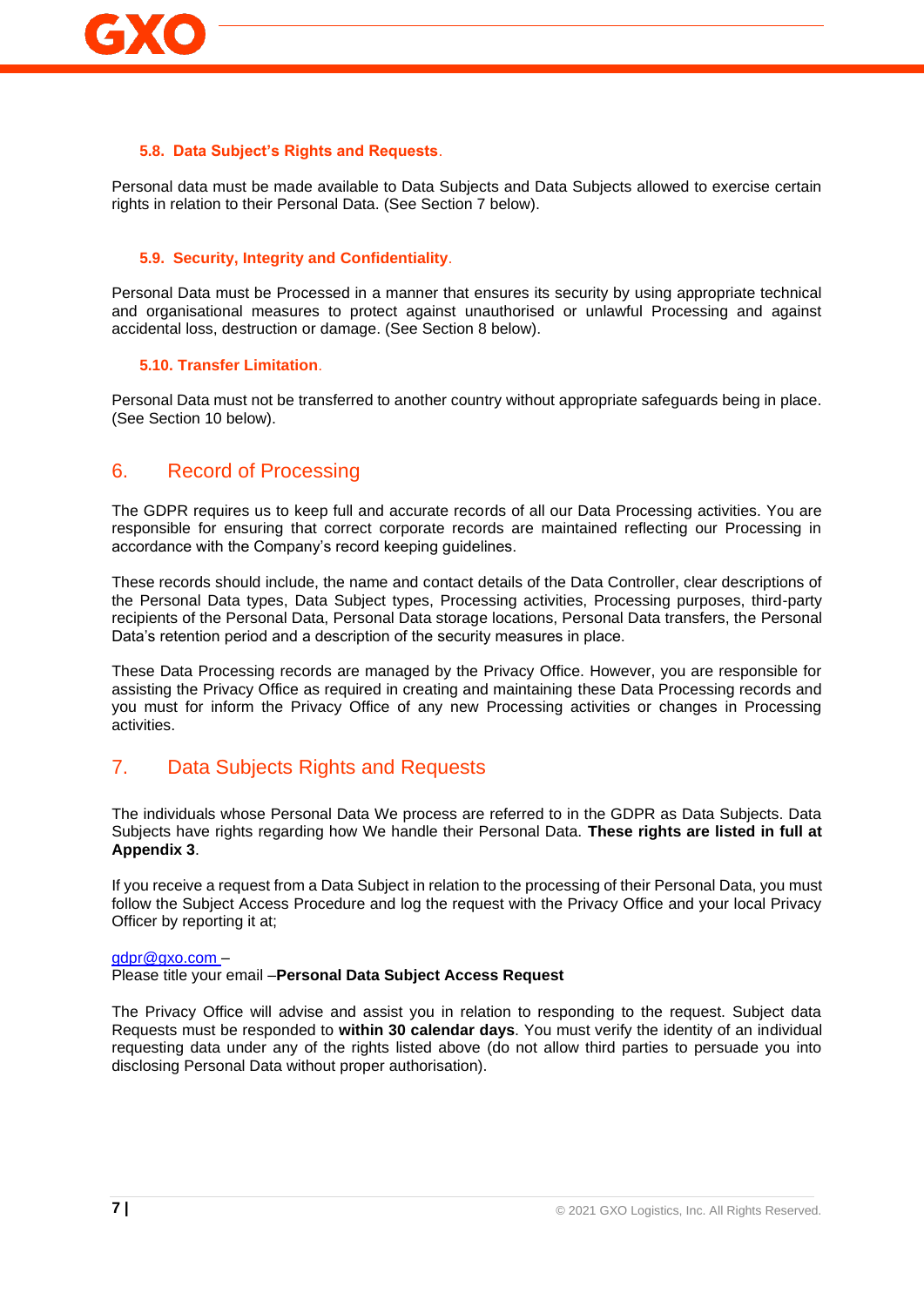### 5.8. Data Subject's Rights and Requests.

Personal data must be made available to Data Subjects and Data Subjects allowed to exercise certain rights in relation to their Personal Data. (See Section 7 below).

### 5.9. Security, Integrity and Confidentiality.

Personal Data must be Processed in a manner that ensures its security by using appropriate technical and organisational measures to protect against unauthorised or unlawful Processing and against accidental loss, destruction or damage. (See Section 8 below).

### 5.10. Transfer Limitation.

Personal Data must not be transferred to another country without appropriate safeguards being in place. (See Section 10 below).

## 6. Record of Processing

The GDPR requires us to keep full and accurate records of all our Data Processing activities. You are responsible for ensuring that correct corporate records are maintained reflecting our Processing in accordance with the Company's record keeping guidelines.

These records should include, the name and contact details of the Data Controller, clear descriptions of the Personal Data types, Data Subject types, Processing activities, Processing purposes, third-party recipients of the Personal Data, Personal Data storage locations, Personal Data transfers, the Personal Data's retention period and a description of the security measures in place.

These Data Processing records are managed by the Privacy Office. However, you are responsible for assisting the Privacy Office as required in creating and maintaining these Data Processing records and you must for inform the Privacy Office of any new Processing activities or changes in Processing activities.

## 7. Data Subjects Rights and Requests

The individuals whose Personal Data We process are referred to in the GDPR as Data Subjects. Data Subjects have rights regarding how We handle their Personal Data. **These rights are listed in full at Appendix 3**.

If you receive a request from a Data Subject in relation to the processing of their Personal Data, you must follow the Subject Access Procedure and log the request with the Privacy Office and your local Privacy Officer by reporting it at;

gdpr@gxo.com –
Please title your email –**Personal Data Subject Access Request**

The Privacy Office will advise and assist you in relation to responding to the request. Subject data Requests must be responded to **within 30 calendar days**. You must verify the identity of an individual requesting data under any of the rights listed above (do not allow third parties to persuade you into disclosing Personal Data without proper authorisation).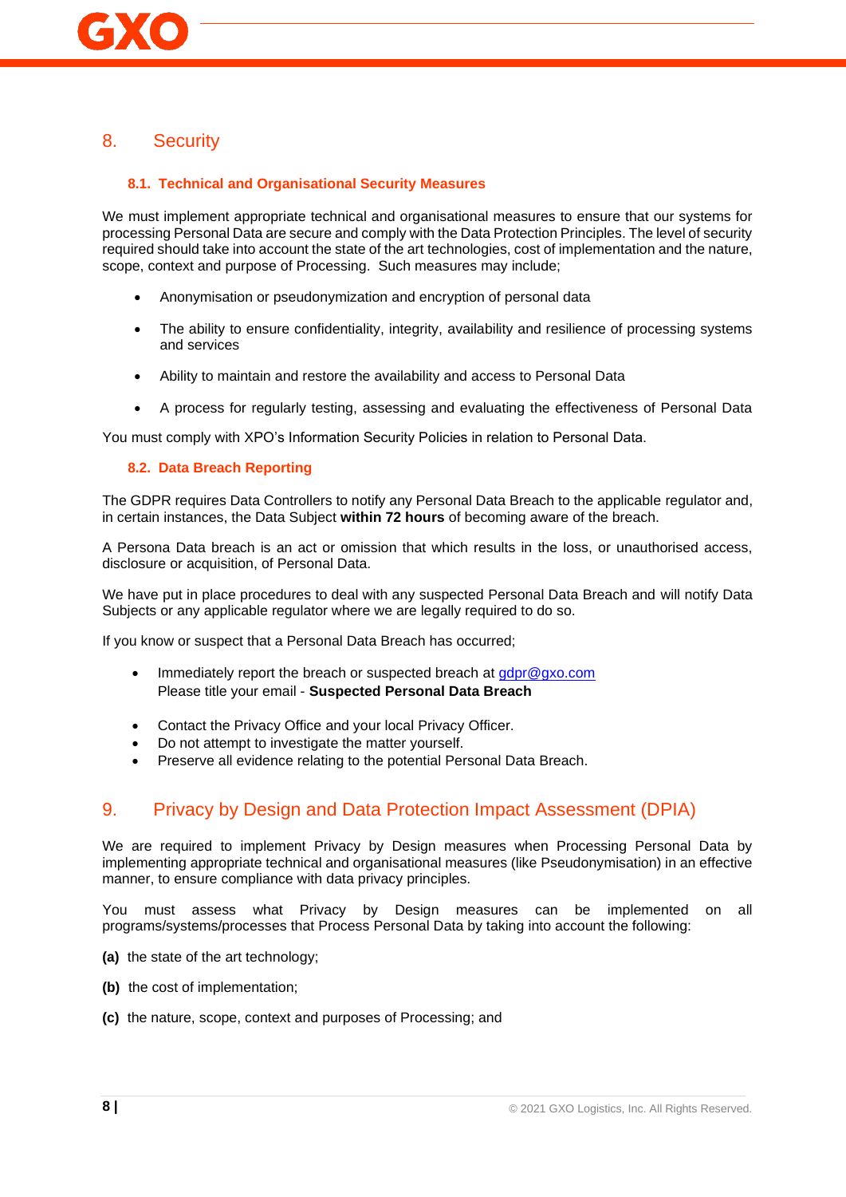## 8. Security

### 8.1. Technical and Organisational Security Measures

We must implement appropriate technical and organisational measures to ensure that our systems for processing Personal Data are secure and comply with the Data Protection Principles. The level of security required should take into account the state of the art technologies, cost of implementation and the nature, scope, context and purpose of Processing. Such measures may include;

- Anonymisation or pseudonymization and encryption of personal data
- The ability to ensure confidentiality, integrity, availability and resilience of processing systems and services
- Ability to maintain and restore the availability and access to Personal Data
- A process for regularly testing, assessing and evaluating the effectiveness of Personal Data

You must comply with XPO's Information Security Policies in relation to Personal Data.

### 8.2. Data Breach Reporting

The GDPR requires Data Controllers to notify any Personal Data Breach to the applicable regulator and, in certain instances, the Data Subject **within 72 hours** of becoming aware of the breach.

A Persona Data breach is an act or omission that which results in the loss, or unauthorised access, disclosure or acquisition, of Personal Data.

We have put in place procedures to deal with any suspected Personal Data Breach and will notify Data Subjects or any applicable regulator where we are legally required to do so.

If you know or suspect that a Personal Data Breach has occurred;

- Immediately report the breach or suspected breach at gdpr@gxo.com
  Please title your email - **Suspected Personal Data Breach**
- Contact the Privacy Office and your local Privacy Officer.
- Do not attempt to investigate the matter yourself.
- Preserve all evidence relating to the potential Personal Data Breach.

## 9. Privacy by Design and Data Protection Impact Assessment (DPIA)

We are required to implement Privacy by Design measures when Processing Personal Data by implementing appropriate technical and organisational measures (like Pseudonymisation) in an effective manner, to ensure compliance with data privacy principles.

You must assess what Privacy by Design measures can be implemented on all programs/systems/processes that Process Personal Data by taking into account the following:

**(a)** the state of the art technology;

**(b)** the cost of implementation;

**(c)** the nature, scope, context and purposes of Processing; and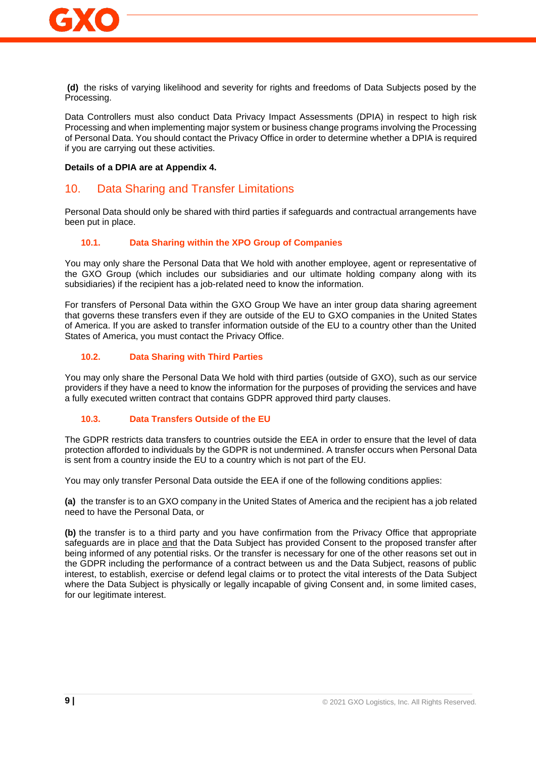**(d)** the risks of varying likelihood and severity for rights and freedoms of Data Subjects posed by the Processing.

Data Controllers must also conduct Data Privacy Impact Assessments (DPIA) in respect to high risk Processing and when implementing major system or business change programs involving the Processing of Personal Data. You should contact the Privacy Office in order to determine whether a DPIA is required if you are carrying out these activities.

**Details of a DPIA are at Appendix 4.**

## 10. Data Sharing and Transfer Limitations

Personal Data should only be shared with third parties if safeguards and contractual arrangements have been put in place.

### 10.1. Data Sharing within the XPO Group of Companies

You may only share the Personal Data that We hold with another employee, agent or representative of the GXO Group (which includes our subsidiaries and our ultimate holding company along with its subsidiaries) if the recipient has a job-related need to know the information.

For transfers of Personal Data within the GXO Group We have an inter group data sharing agreement that governs these transfers even if they are outside of the EU to GXO companies in the United States of America. If you are asked to transfer information outside of the EU to a country other than the United States of America, you must contact the Privacy Office.

### 10.2. Data Sharing with Third Parties

You may only share the Personal Data We hold with third parties (outside of GXO), such as our service providers if they have a need to know the information for the purposes of providing the services and have a fully executed written contract that contains GDPR approved third party clauses.

### 10.3. Data Transfers Outside of the EU

The GDPR restricts data transfers to countries outside the EEA in order to ensure that the level of data protection afforded to individuals by the GDPR is not undermined. A transfer occurs when Personal Data is sent from a country inside the EU to a country which is not part of the EU.

You may only transfer Personal Data outside the EEA if one of the following conditions applies:

**(a)** the transfer is to an GXO company in the United States of America and the recipient has a job related need to have the Personal Data, or

**(b)** the transfer is to a third party and you have confirmation from the Privacy Office that appropriate safeguards are in place and that the Data Subject has provided Consent to the proposed transfer after being informed of any potential risks. Or the transfer is necessary for one of the other reasons set out in the GDPR including the performance of a contract between us and the Data Subject, reasons of public interest, to establish, exercise or defend legal claims or to protect the vital interests of the Data Subject where the Data Subject is physically or legally incapable of giving Consent and, in some limited cases, for our legitimate interest.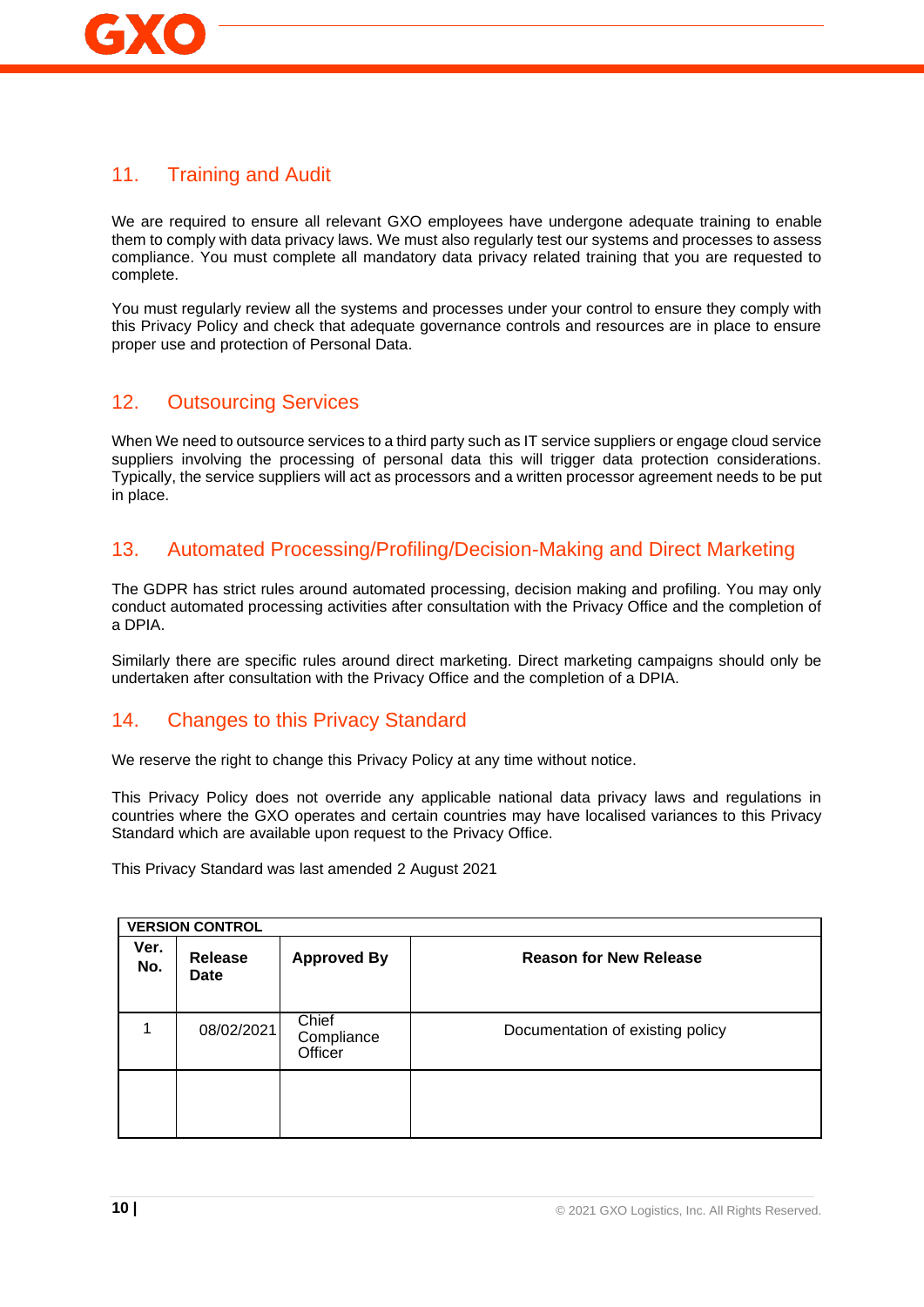## 11. Training and Audit

We are required to ensure all relevant GXO employees have undergone adequate training to enable them to comply with data privacy laws. We must also regularly test our systems and processes to assess compliance. You must complete all mandatory data privacy related training that you are requested to complete.

You must regularly review all the systems and processes under your control to ensure they comply with this Privacy Policy and check that adequate governance controls and resources are in place to ensure proper use and protection of Personal Data.

## 12. Outsourcing Services

When We need to outsource services to a third party such as IT service suppliers or engage cloud service suppliers involving the processing of personal data this will trigger data protection considerations. Typically, the service suppliers will act as processors and a written processor agreement needs to be put in place.

## 13. Automated Processing/Profiling/Decision-Making and Direct Marketing

The GDPR has strict rules around automated processing, decision making and profiling. You may only conduct automated processing activities after consultation with the Privacy Office and the completion of a DPIA.

Similarly there are specific rules around direct marketing. Direct marketing campaigns should only be undertaken after consultation with the Privacy Office and the completion of a DPIA.

## 14. Changes to this Privacy Standard

We reserve the right to change this Privacy Policy at any time without notice.

This Privacy Policy does not override any applicable national data privacy laws and regulations in countries where the GXO operates and certain countries may have localised variances to this Privacy Standard which are available upon request to the Privacy Office.

This Privacy Standard was last amended 2 August 2021

| **VERSION CONTROL** | | | |
|---|---|---|---|
| **Ver. No.** | **Release Date** | **Approved By** | **Reason for New Release** |
| 1 | 08/02/2021 | Chief Compliance Officer | Documentation of existing policy |
| | | | |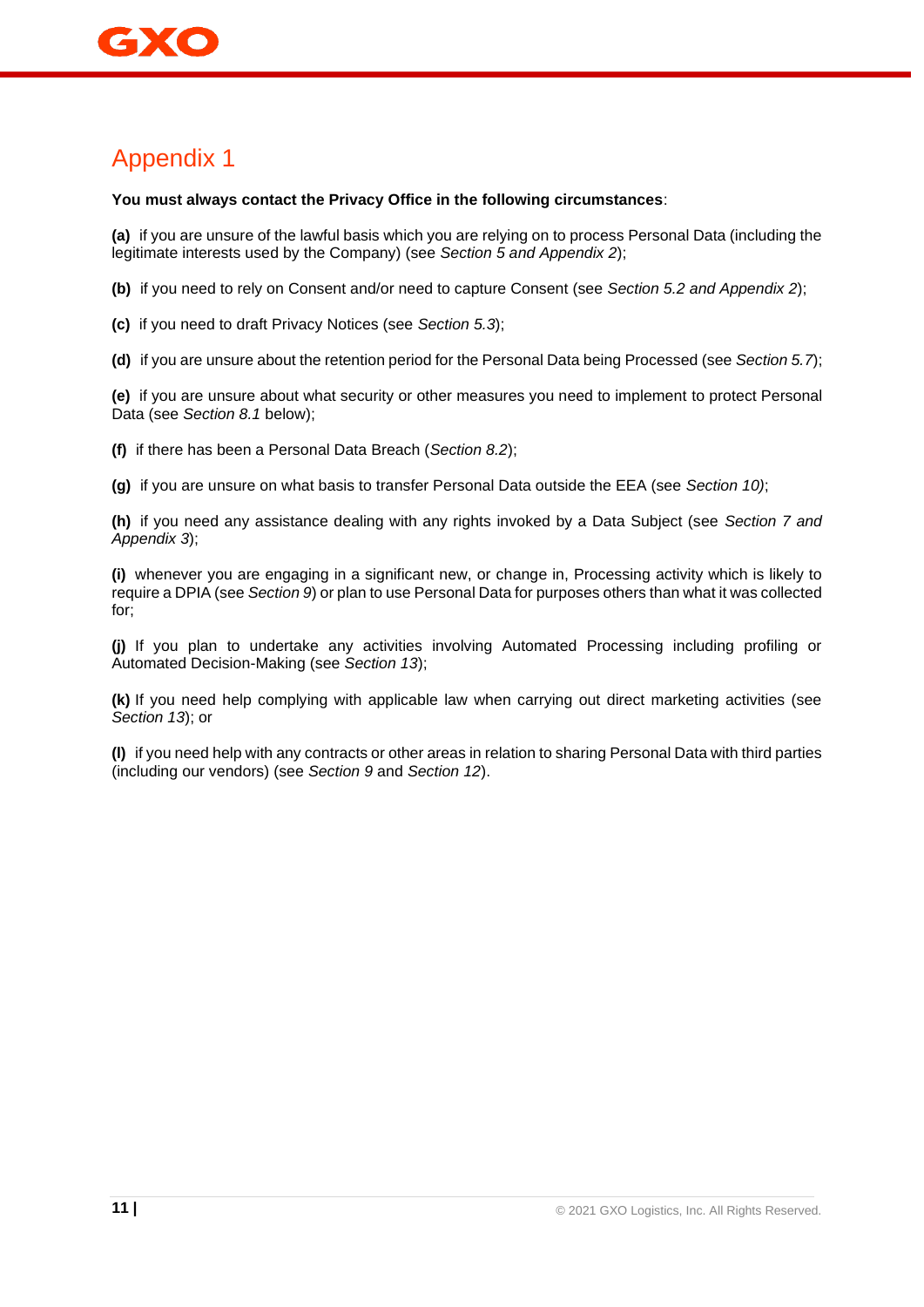## Appendix 1

**You must always contact the Privacy Office in the following circumstances**:

**(a)** if you are unsure of the lawful basis which you are relying on to process Personal Data (including the legitimate interests used by the Company) (see *Section 5 and Appendix 2*);

**(b)** if you need to rely on Consent and/or need to capture Consent (see *Section 5.2 and Appendix 2*);

**(c)** if you need to draft Privacy Notices (see *Section 5.3*);

**(d)** if you are unsure about the retention period for the Personal Data being Processed (see *Section 5.7*);

**(e)** if you are unsure about what security or other measures you need to implement to protect Personal Data (see *Section 8.1* below);

**(f)** if there has been a Personal Data Breach (*Section 8.2*);

**(g)** if you are unsure on what basis to transfer Personal Data outside the EEA (see *Section 10)*;

**(h)** if you need any assistance dealing with any rights invoked by a Data Subject (see *Section 7 and Appendix 3*);

**(i)** whenever you are engaging in a significant new, or change in, Processing activity which is likely to require a DPIA (see *Section 9*) or plan to use Personal Data for purposes others than what it was collected for;

**(j)** If you plan to undertake any activities involving Automated Processing including profiling or Automated Decision-Making (see *Section 13*);

**(k)** If you need help complying with applicable law when carrying out direct marketing activities (see *Section 13*); or

**(l)** if you need help with any contracts or other areas in relation to sharing Personal Data with third parties (including our vendors) (see *Section 9* and *Section 12*).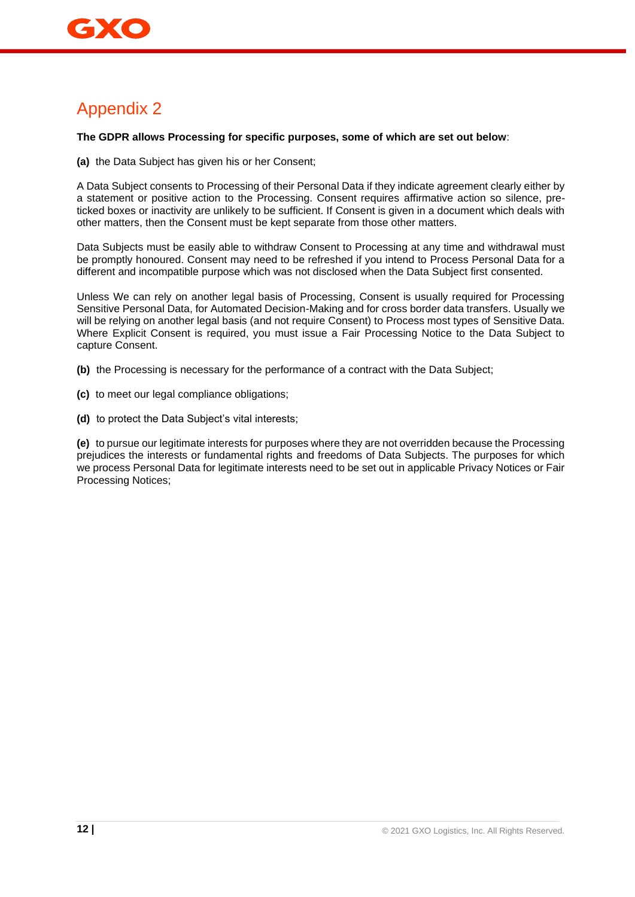# Appendix 2

**The GDPR allows Processing for specific purposes, some of which are set out below**:

**(a)** the Data Subject has given his or her Consent;

A Data Subject consents to Processing of their Personal Data if they indicate agreement clearly either by a statement or positive action to the Processing. Consent requires affirmative action so silence, pre-ticked boxes or inactivity are unlikely to be sufficient. If Consent is given in a document which deals with other matters, then the Consent must be kept separate from those other matters.

Data Subjects must be easily able to withdraw Consent to Processing at any time and withdrawal must be promptly honoured. Consent may need to be refreshed if you intend to Process Personal Data for a different and incompatible purpose which was not disclosed when the Data Subject first consented.

Unless We can rely on another legal basis of Processing, Consent is usually required for Processing Sensitive Personal Data, for Automated Decision-Making and for cross border data transfers. Usually we will be relying on another legal basis (and not require Consent) to Process most types of Sensitive Data. Where Explicit Consent is required, you must issue a Fair Processing Notice to the Data Subject to capture Consent.

**(b)** the Processing is necessary for the performance of a contract with the Data Subject;

**(c)** to meet our legal compliance obligations;

**(d)** to protect the Data Subject's vital interests;

**(e)** to pursue our legitimate interests for purposes where they are not overridden because the Processing prejudices the interests or fundamental rights and freedoms of Data Subjects. The purposes for which we process Personal Data for legitimate interests need to be set out in applicable Privacy Notices or Fair Processing Notices;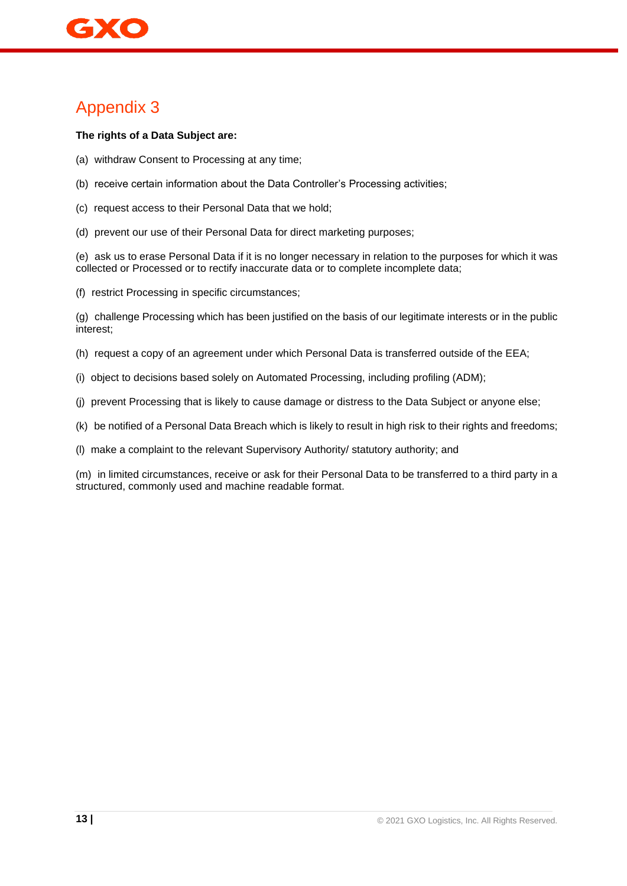# Appendix 3

**The rights of a Data Subject are:**

(a) withdraw Consent to Processing at any time;

(b) receive certain information about the Data Controller's Processing activities;

(c) request access to their Personal Data that we hold;

(d) prevent our use of their Personal Data for direct marketing purposes;

(e) ask us to erase Personal Data if it is no longer necessary in relation to the purposes for which it was collected or Processed or to rectify inaccurate data or to complete incomplete data;

(f) restrict Processing in specific circumstances;

(g) challenge Processing which has been justified on the basis of our legitimate interests or in the public interest;

(h) request a copy of an agreement under which Personal Data is transferred outside of the EEA;

(i) object to decisions based solely on Automated Processing, including profiling (ADM);

(j) prevent Processing that is likely to cause damage or distress to the Data Subject or anyone else;

(k) be notified of a Personal Data Breach which is likely to result in high risk to their rights and freedoms;

(l) make a complaint to the relevant Supervisory Authority/ statutory authority; and

(m) in limited circumstances, receive or ask for their Personal Data to be transferred to a third party in a structured, commonly used and machine readable format.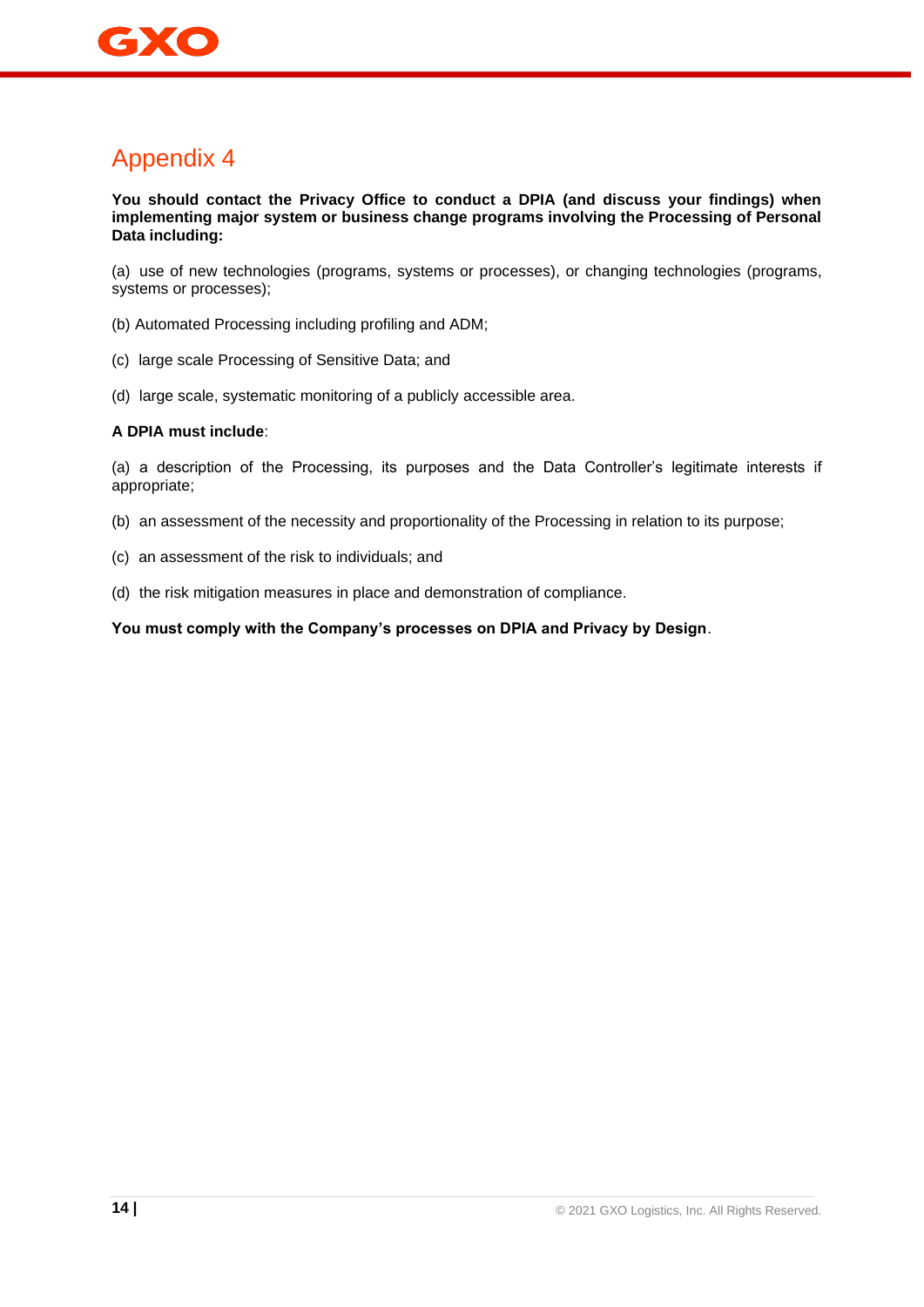# Appendix 4

**You should contact the Privacy Office to conduct a DPIA (and discuss your findings) when implementing major system or business change programs involving the Processing of Personal Data including:**

(a) use of new technologies (programs, systems or processes), or changing technologies (programs, systems or processes);

(b) Automated Processing including profiling and ADM;

(c) large scale Processing of Sensitive Data; and

(d) large scale, systematic monitoring of a publicly accessible area.

**A DPIA must include**:

(a) a description of the Processing, its purposes and the Data Controller's legitimate interests if appropriate;

(b) an assessment of the necessity and proportionality of the Processing in relation to its purpose;

(c) an assessment of the risk to individuals; and

(d) the risk mitigation measures in place and demonstration of compliance.

**You must comply with the Company's processes on DPIA and Privacy by Design**.